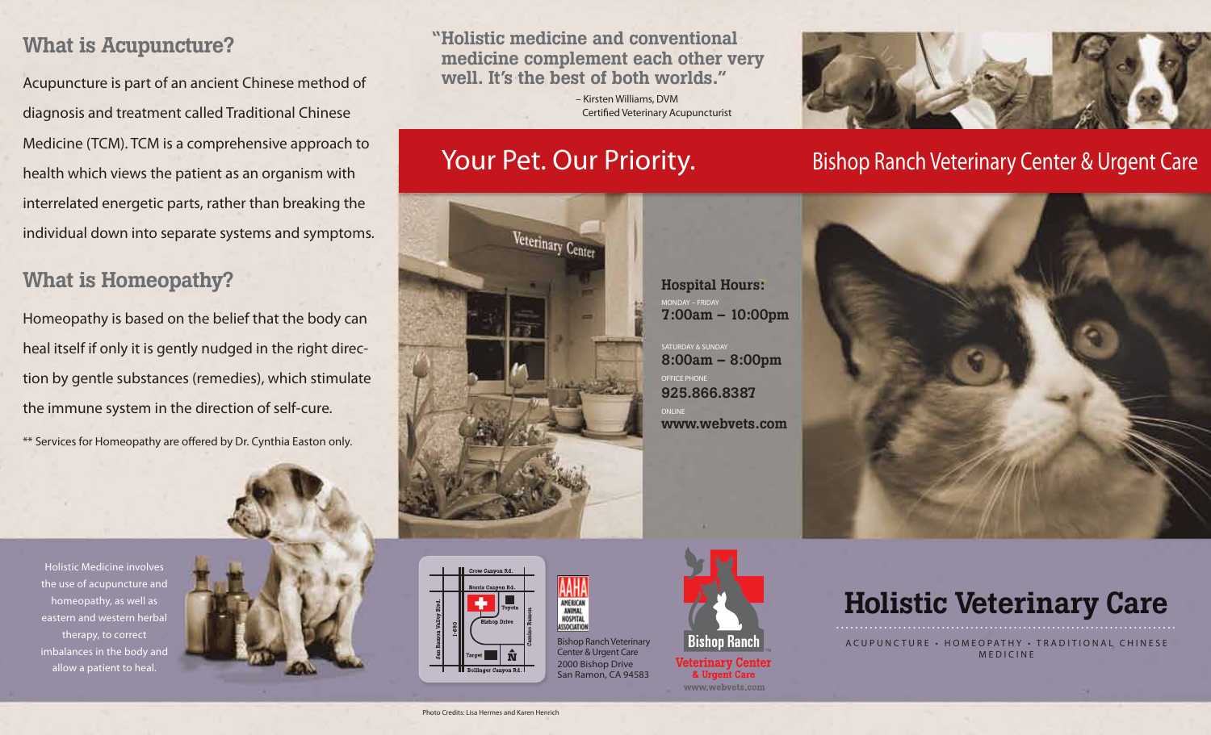## What is Acupuncture?

Acupuncture is part of an ancient Chinese method of diagnosis and treatment called Traditional Chinese Medicine (TCM). TCM is a comprehensive approach to health which views the patient as an organism with interrelated energetic parts, rather than breaking the individual down into separate systems and symptoms.

## What is Homeopathy?

Homeopathy is based on the belief that the body can heal itself if only it is gently nudged in the right direction by gentle substances (remedies), which stimulate the immune system in the direction of self-cure.

** Services for Homeopathy are offered by Dr. Cynthia Easton only.

Holistic Medicine involves the use of acupuncture and homeopathy, as well as eastern and western herbal therapy, to correct imbalances in the body and allow a patient to heal.

**"Holistic medicine and conventional medicine complement each other very well. It's the best of both worlds."**

– Kirsten Williams, DVM
Certified Veterinary Acupuncturist

# Your Pet. Our Priority.

**Hospital Hours:**

MONDAY – FRIDAY
**7:00am – 10:00pm**

SATURDAY & SUNDAY
**8:00am – 8:00pm**

OFFICE PHONE
**925.866.8387**

ONLINE
**www.webvets.com**

Crow Canyon Rd.
Norris Canyon Rd.
Toyota
Bishop Drive
San Ramon Valley Blvd.
I-680
Camino Ramon
Target
N
Bollinger Canyon Rd.

AAHA AMERICAN ANIMAL HOSPITAL ASSOCIATION

Bishop Ranch Veterinary Center & Urgent Care
2000 Bishop Drive
San Ramon, CA 94583

Bishop Ranch Veterinary Center & Urgent Care
www.webvets.com

Photo Credits: Lisa Hermes and Karen Henrich

# Bishop Ranch Veterinary Center & Urgent Care

# Holistic Veterinary Care

ACUPUNCTURE • HOMEOPATHY • TRADITIONAL CHINESE MEDICINE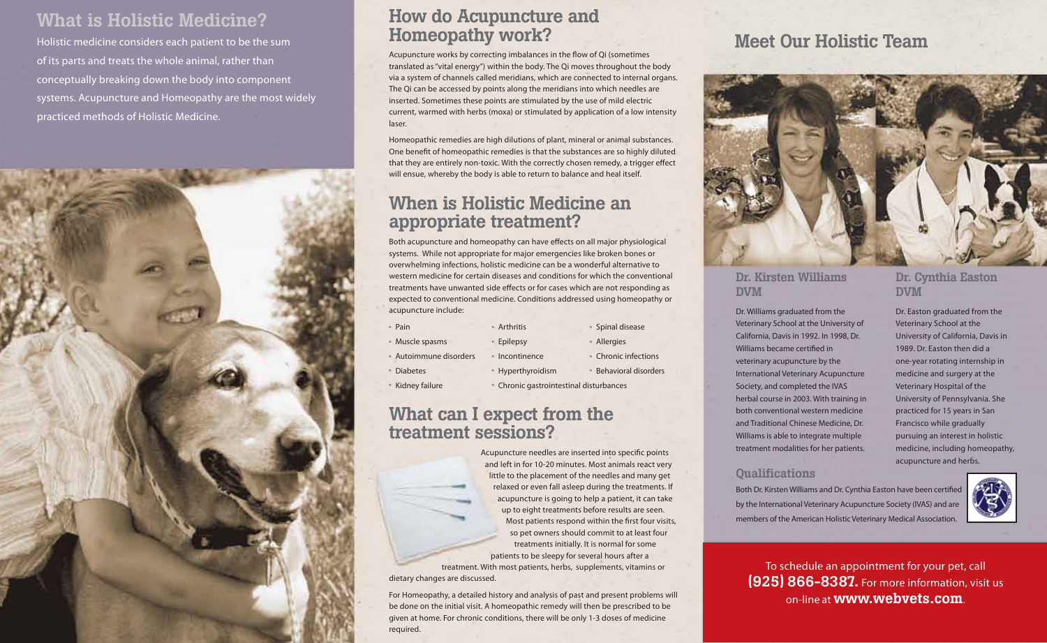## What is Holistic Medicine?

Holistic medicine considers each patient to be the sum of its parts and treats the whole animal, rather than conceptually breaking down the body into component systems. Acupuncture and Homeopathy are the most widely practiced methods of Holistic Medicine.

## How do Acupuncture and Homeopathy work?

Acupuncture works by correcting imbalances in the flow of Qi (sometimes translated as "vital energy") within the body. The Qi moves throughout the body via a system of channels called meridians, which are connected to internal organs. The Qi can be accessed by points along the meridians into which needles are inserted. Sometimes these points are stimulated by the use of mild electric current, warmed with herbs (moxa) or stimulated by application of a low intensity laser.

Homeopathic remedies are high dilutions of plant, mineral or animal substances. One benefit of homeopathic remedies is that the substances are so highly diluted that they are entirely non-toxic. With the correctly chosen remedy, a trigger effect will ensue, whereby the body is able to return to balance and heal itself.

## When is Holistic Medicine an appropriate treatment?

Both acupuncture and homeopathy can have effects on all major physiological systems. While not appropriate for major emergencies like broken bones or overwhelming infections, holistic medicine can be a wonderful alternative to western medicine for certain diseases and conditions for which the conventional treatments have unwanted side effects or for cases which are not responding as expected to conventional medicine. Conditions addressed using homeopathy or acupuncture include:

- Pain
- Muscle spasms
- Autoimmune disorders
- Diabetes
- Kidney failure
- Arthritis
- Epilepsy
- Incontinence
- Hyperthyroidism
- Chronic gastrointestinal disturbances
- Spinal disease
- Allergies
- Chronic infections
- Behavioral disorders

## What can I expect from the treatment sessions?

Acupuncture needles are inserted into specific points and left in for 10-20 minutes. Most animals react very little to the placement of the needles and many get relaxed or even fall asleep during the treatments. If acupuncture is going to help a patient, it can take up to eight treatments before results are seen. Most patients respond within the first four visits, so pet owners should commit to at least four treatments initially. It is normal for some patients to be sleepy for several hours after a treatment. With most patients, herbs, supplements, vitamins or dietary changes are discussed.

For Homeopathy, a detailed history and analysis of past and present problems will be done on the initial visit. A homeopathic remedy will then be prescribed to be given at home. For chronic conditions, there will be only 1-3 doses of medicine required.

## Meet Our Holistic Team

### Dr. Kirsten Williams DVM

Dr. Williams graduated from the Veterinary School at the University of California, Davis in 1992. In 1998, Dr. Williams became certified in veterinary acupuncture by the International Veterinary Acupuncture Society, and completed the IVAS herbal course in 2003. With training in both conventional western medicine and Traditional Chinese Medicine, Dr. Williams is able to integrate multiple treatment modalities for her patients.

### Dr. Cynthia Easton DVM

Dr. Easton graduated from the Veterinary School at the University of California, Davis in 1989. Dr. Easton then did a one-year rotating internship in medicine and surgery at the Veterinary Hospital of the University of Pennsylvania. She practiced for 15 years in San Francisco while gradually pursuing an interest in holistic medicine, including homeopathy, acupuncture and herbs.

### Qualifications

Both Dr. Kirsten Williams and Dr. Cynthia Easton have been certified by the International Veterinary Acupuncture Society (IVAS) and are members of the American Holistic Veterinary Medical Association.

To schedule an appointment for your pet, call **(925) 866-8387.** For more information, visit us on-line at **www.webvets.com**.